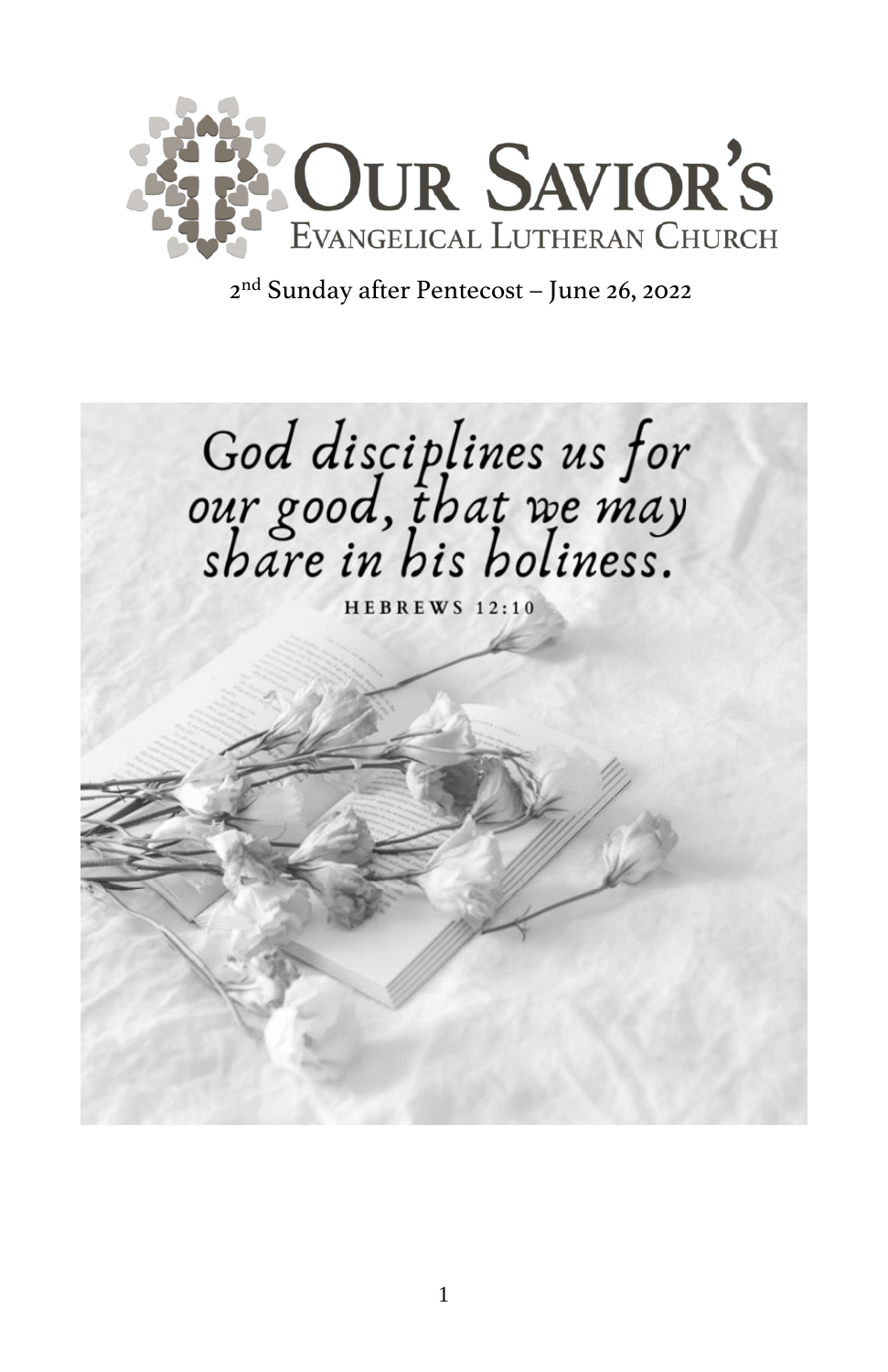# Our Savior's Evangelical Lutheran Church

2nd Sunday after Pentecost – June 26, 2022

*God disciplines us for our good, that we may share in his holiness.*

HEBREWS 12:10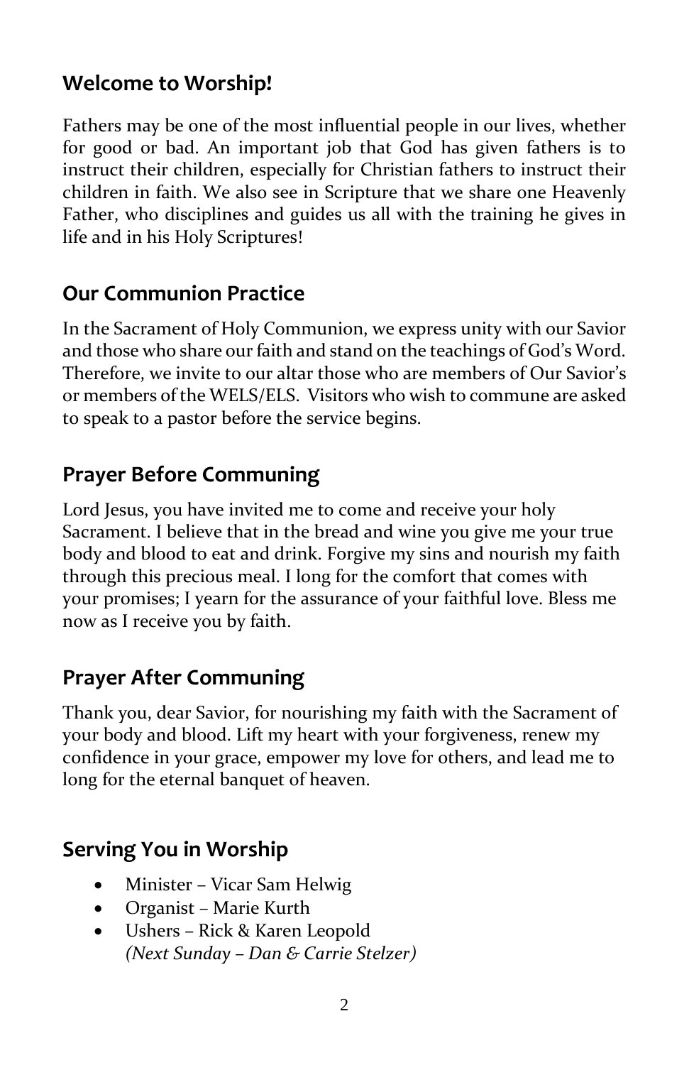## Welcome to Worship!

Fathers may be one of the most influential people in our lives, whether for good or bad. An important job that God has given fathers is to instruct their children, especially for Christian fathers to instruct their children in faith. We also see in Scripture that we share one Heavenly Father, who disciplines and guides us all with the training he gives in life and in his Holy Scriptures!

## Our Communion Practice

In the Sacrament of Holy Communion, we express unity with our Savior and those who share our faith and stand on the teachings of God's Word. Therefore, we invite to our altar those who are members of Our Savior's or members of the WELS/ELS. Visitors who wish to commune are asked to speak to a pastor before the service begins.

## Prayer Before Communing

Lord Jesus, you have invited me to come and receive your holy Sacrament. I believe that in the bread and wine you give me your true body and blood to eat and drink. Forgive my sins and nourish my faith through this precious meal. I long for the comfort that comes with your promises; I yearn for the assurance of your faithful love. Bless me now as I receive you by faith.

## Prayer After Communing

Thank you, dear Savior, for nourishing my faith with the Sacrament of your body and blood. Lift my heart with your forgiveness, renew my confidence in your grace, empower my love for others, and lead me to long for the eternal banquet of heaven.

## Serving You in Worship

- Minister – Vicar Sam Helwig
- Organist – Marie Kurth
- Ushers – Rick & Karen Leopold
  *(Next Sunday – Dan & Carrie Stelzer)*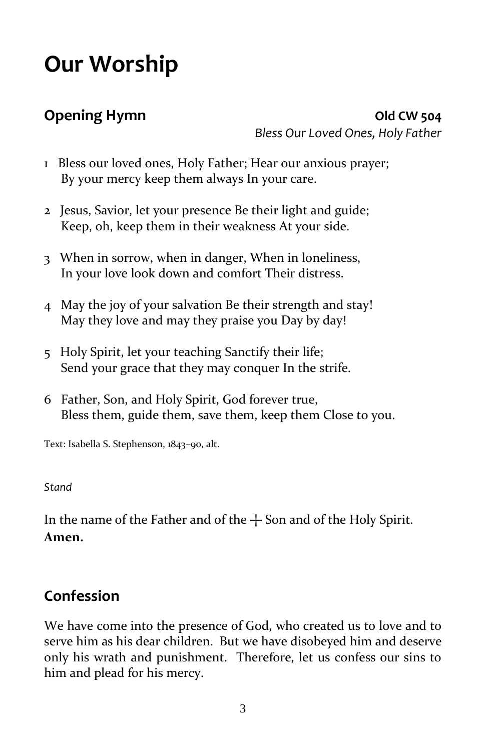# Our Worship

## Opening Hymn

**Old CW 504**
*Bless Our Loved Ones, Holy Father*

1 Bless our loved ones, Holy Father; Hear our anxious prayer;
By your mercy keep them always In your care.

2 Jesus, Savior, let your presence Be their light and guide;
Keep, oh, keep them in their weakness At your side.

3 When in sorrow, when in danger, When in loneliness,
In your love look down and comfort Their distress.

4 May the joy of your salvation Be their strength and stay!
May they love and may they praise you Day by day!

5 Holy Spirit, let your teaching Sanctify their life;
Send your grace that they may conquer In the strife.

6 Father, Son, and Holy Spirit, God forever true,
Bless them, guide them, save them, keep them Close to you.

Text: Isabella S. Stephenson, 1843–90, alt.

*Stand*

In the name of the Father and of the ☩ Son and of the Holy Spirit.
**Amen.**

## Confession

We have come into the presence of God, who created us to love and to serve him as his dear children. But we have disobeyed him and deserve only his wrath and punishment. Therefore, let us confess our sins to him and plead for his mercy.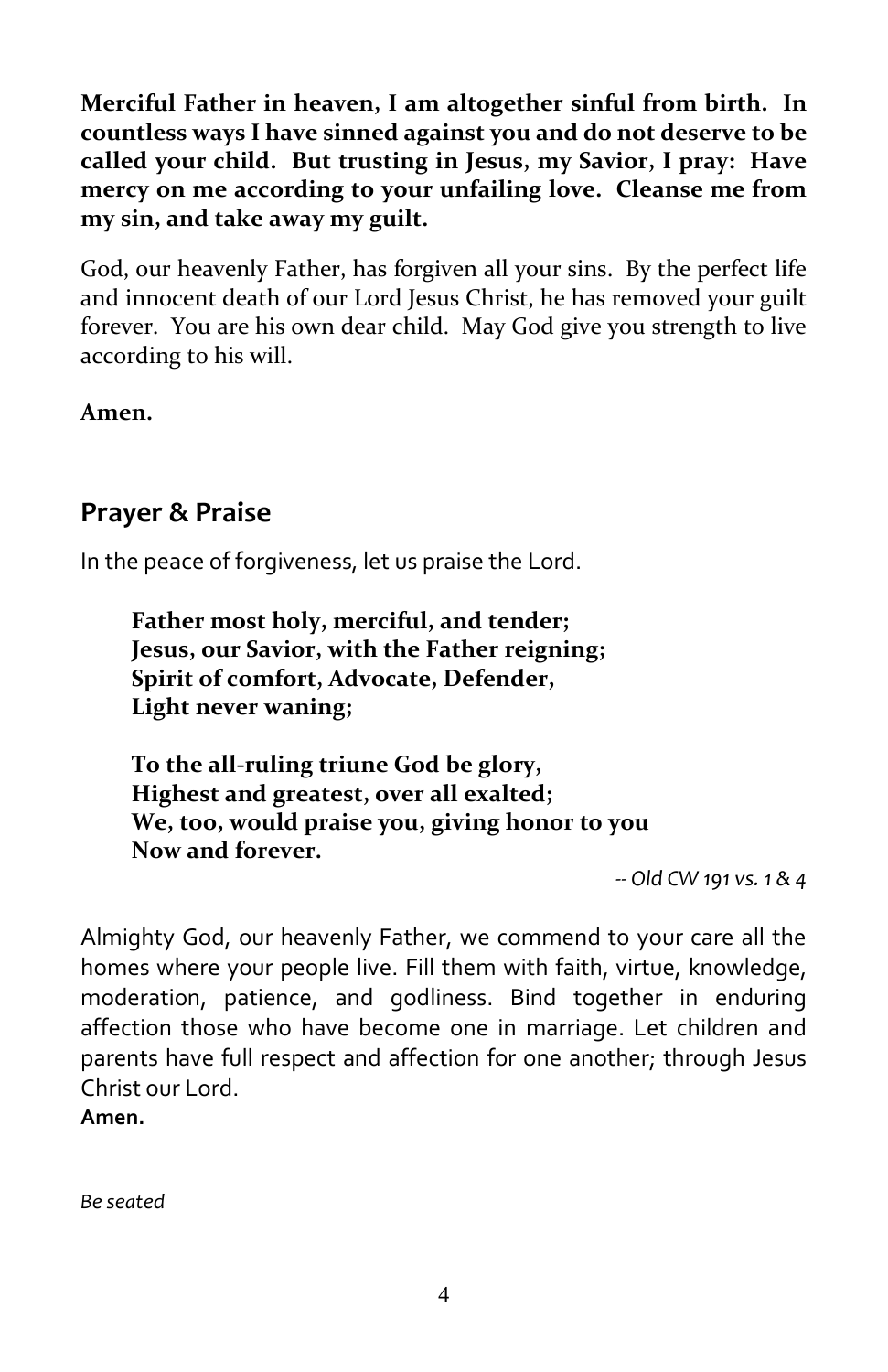**Merciful Father in heaven, I am altogether sinful from birth. In countless ways I have sinned against you and do not deserve to be called your child. But trusting in Jesus, my Savior, I pray: Have mercy on me according to your unfailing love. Cleanse me from my sin, and take away my guilt.**

God, our heavenly Father, has forgiven all your sins. By the perfect life and innocent death of our Lord Jesus Christ, he has removed your guilt forever. You are his own dear child. May God give you strength to live according to his will.

**Amen.**

## Prayer & Praise

In the peace of forgiveness, let us praise the Lord.

> **Father most holy, merciful, and tender;**
> **Jesus, our Savior, with the Father reigning;**
> **Spirit of comfort, Advocate, Defender,**
> **Light never waning;**
>
> **To the all-ruling triune God be glory,**
> **Highest and greatest, over all exalted;**
> **We, too, would praise you, giving honor to you**
> **Now and forever.**

*-- Old CW 191 vs. 1 & 4*

Almighty God, our heavenly Father, we commend to your care all the homes where your people live. Fill them with faith, virtue, knowledge, moderation, patience, and godliness. Bind together in enduring affection those who have become one in marriage. Let children and parents have full respect and affection for one another; through Jesus Christ our Lord.
**Amen.**

*Be seated*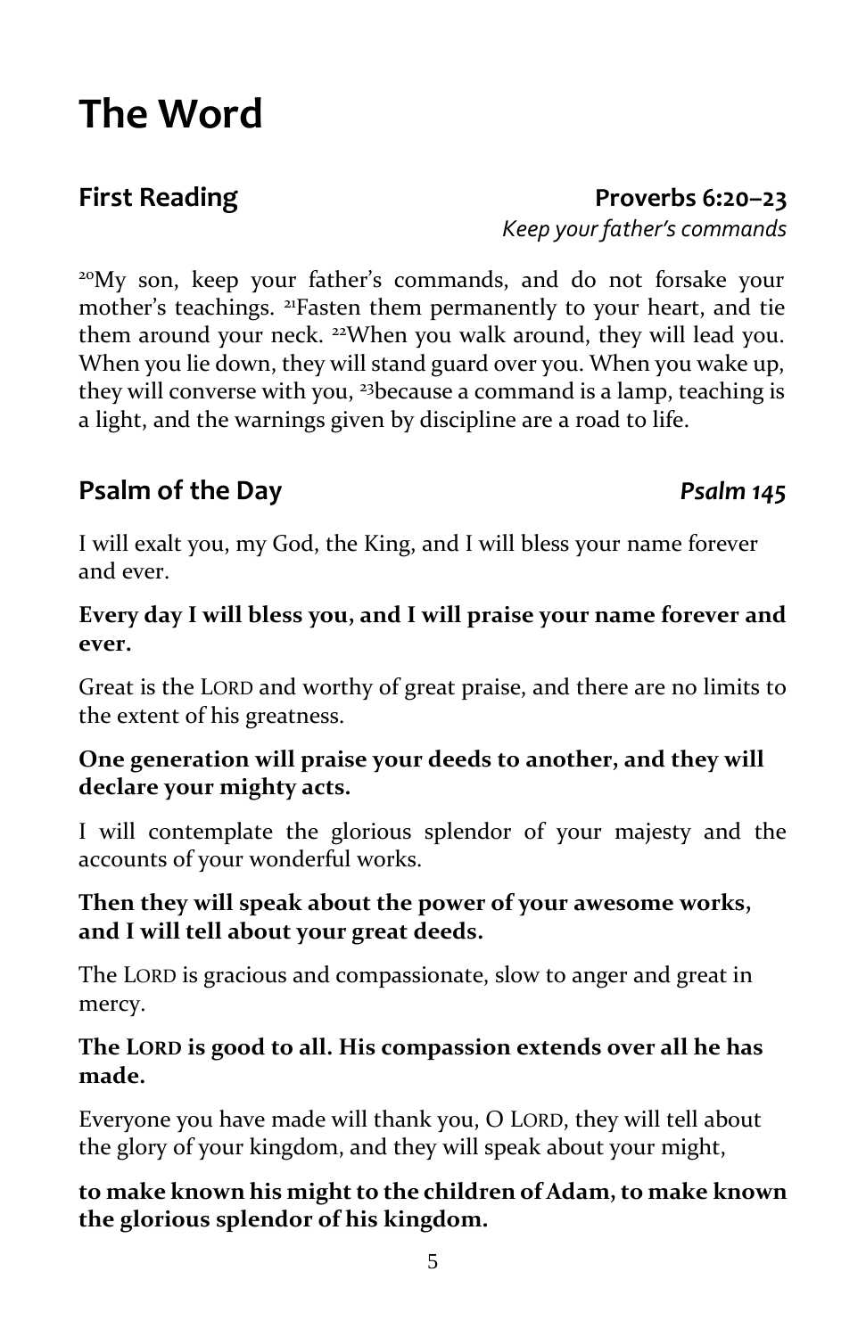# The Word

## First Reading — Proverbs 6:20–23

*Keep your father's commands*

[20]My son, keep your father's commands, and do not forsake your mother's teachings. [21]Fasten them permanently to your heart, and tie them around your neck. [22]When you walk around, they will lead you. When you lie down, they will stand guard over you. When you wake up, they will converse with you, [23]because a command is a lamp, teaching is a light, and the warnings given by discipline are a road to life.

## Psalm of the Day — *Psalm 145*

I will exalt you, my God, the King, and I will bless your name forever and ever.

**Every day I will bless you, and I will praise your name forever and ever.**

Great is the LORD and worthy of great praise, and there are no limits to the extent of his greatness.

**One generation will praise your deeds to another, and they will declare your mighty acts.**

I will contemplate the glorious splendor of your majesty and the accounts of your wonderful works.

**Then they will speak about the power of your awesome works, and I will tell about your great deeds.**

The LORD is gracious and compassionate, slow to anger and great in mercy.

**The LORD is good to all. His compassion extends over all he has made.**

Everyone you have made will thank you, O LORD, they will tell about the glory of your kingdom, and they will speak about your might,

**to make known his might to the children of Adam, to make known the glorious splendor of his kingdom.**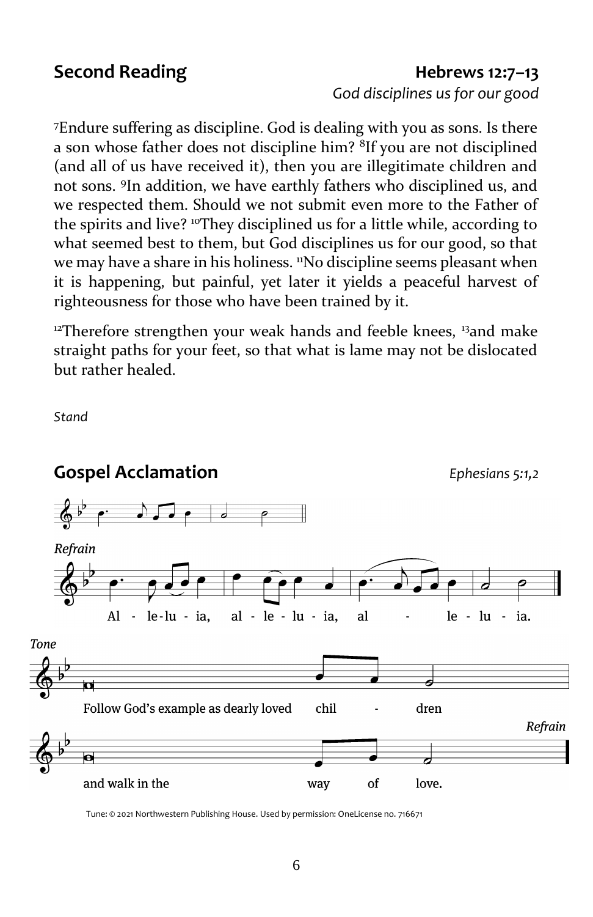## Second Reading

**Hebrews 12:7–13**

*God disciplines us for our good*

[7]Endure suffering as discipline. God is dealing with you as sons. Is there a son whose father does not discipline him? [8]If you are not disciplined (and all of us have received it), then you are illegitimate children and not sons. [9]In addition, we have earthly fathers who disciplined us, and we respected them. Should we not submit even more to the Father of the spirits and live? [10]They disciplined us for a little while, according to what seemed best to them, but God disciplines us for our good, so that we may have a share in his holiness. [11]No discipline seems pleasant when it is happening, but painful, yet later it yields a peaceful harvest of righteousness for those who have been trained by it.

[12]Therefore strengthen your weak hands and feeble knees, [13]and make straight paths for your feet, so that what is lame may not be dislocated but rather healed.

*Stand*

## Gospel Acclamation

*Ephesians 5:1,2*

*Refrain*

Al - le-lu - ia, al - le - lu - ia, al - le - lu - ia.

*Tone*

Follow God's example as dearly loved chil - dren

and walk in the way of love.

*Refrain*

Tune: © 2021 Northwestern Publishing House. Used by permission: OneLicense no. 716671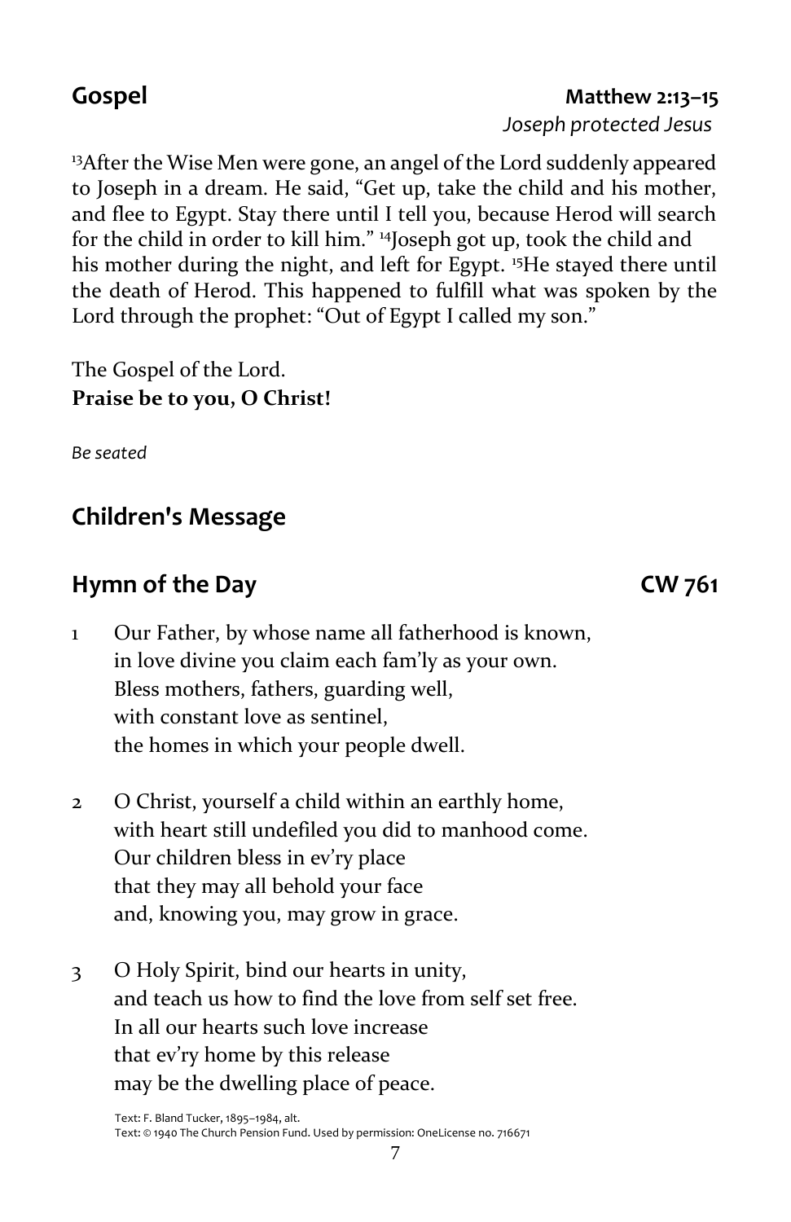## Gospel

**Matthew 2:13–15**
*Joseph protected Jesus*

[13]After the Wise Men were gone, an angel of the Lord suddenly appeared to Joseph in a dream. He said, "Get up, take the child and his mother, and flee to Egypt. Stay there until I tell you, because Herod will search for the child in order to kill him." [14]Joseph got up, took the child and his mother during the night, and left for Egypt. [15]He stayed there until the death of Herod. This happened to fulfill what was spoken by the Lord through the prophet: "Out of Egypt I called my son."

The Gospel of the Lord.
**Praise be to you, O Christ!**

*Be seated*

## Children's Message

## Hymn of the Day

**CW 761**

1 Our Father, by whose name all fatherhood is known,
in love divine you claim each fam'ly as your own.
Bless mothers, fathers, guarding well,
with constant love as sentinel,
the homes in which your people dwell.

2 O Christ, yourself a child within an earthly home,
with heart still undefiled you did to manhood come.
Our children bless in ev'ry place
that they may all behold your face
and, knowing you, may grow in grace.

3 O Holy Spirit, bind our hearts in unity,
and teach us how to find the love from self set free.
In all our hearts such love increase
that ev'ry home by this release
may be the dwelling place of peace.

Text: F. Bland Tucker, 1895–1984, alt.
Text: © 1940 The Church Pension Fund. Used by permission: OneLicense no. 716671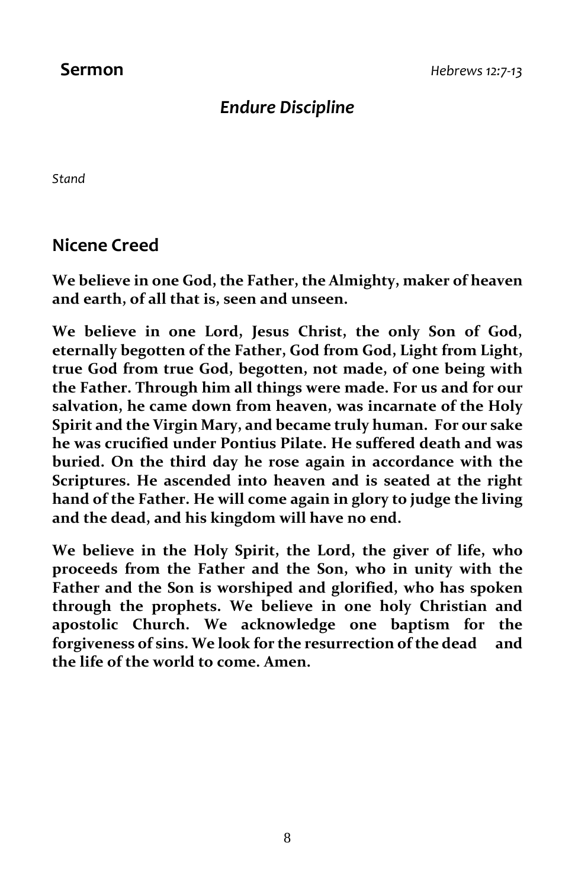## Sermon *Hebrews 12:7-13*

### *Endure Discipline*

*Stand*

## Nicene Creed

**We believe in one God, the Father, the Almighty, maker of heaven and earth, of all that is, seen and unseen.**

**We believe in one Lord, Jesus Christ, the only Son of God, eternally begotten of the Father, God from God, Light from Light, true God from true God, begotten, not made, of one being with the Father. Through him all things were made. For us and for our salvation, he came down from heaven, was incarnate of the Holy Spirit and the Virgin Mary, and became truly human. For our sake he was crucified under Pontius Pilate. He suffered death and was buried. On the third day he rose again in accordance with the Scriptures. He ascended into heaven and is seated at the right hand of the Father. He will come again in glory to judge the living and the dead, and his kingdom will have no end.**

**We believe in the Holy Spirit, the Lord, the giver of life, who proceeds from the Father and the Son, who in unity with the Father and the Son is worshiped and glorified, who has spoken through the prophets. We believe in one holy Christian and apostolic Church. We acknowledge one baptism for the forgiveness of sins. We look for the resurrection of the dead and the life of the world to come. Amen.**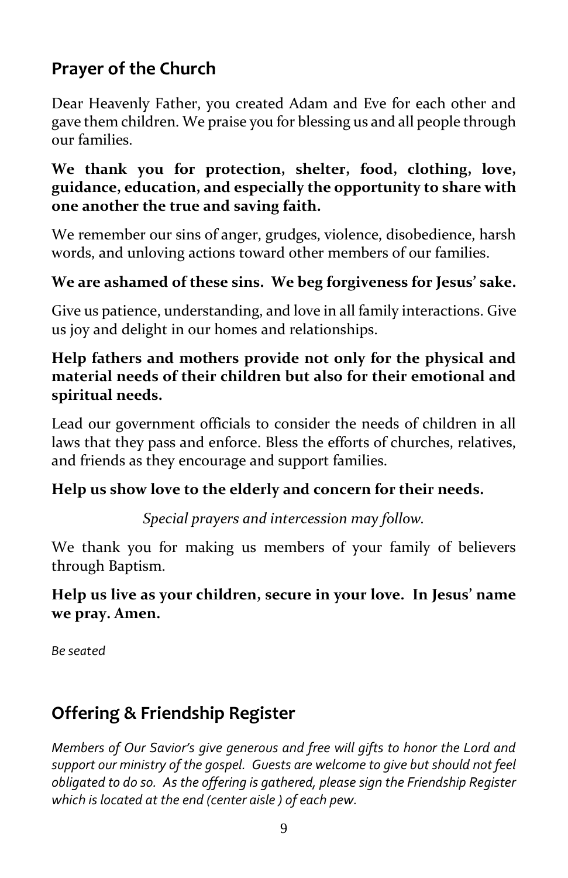## Prayer of the Church

Dear Heavenly Father, you created Adam and Eve for each other and gave them children. We praise you for blessing us and all people through our families.

**We thank you for protection, shelter, food, clothing, love, guidance, education, and especially the opportunity to share with one another the true and saving faith.**

We remember our sins of anger, grudges, violence, disobedience, harsh words, and unloving actions toward other members of our families.

**We are ashamed of these sins. We beg forgiveness for Jesus' sake.**

Give us patience, understanding, and love in all family interactions. Give us joy and delight in our homes and relationships.

**Help fathers and mothers provide not only for the physical and material needs of their children but also for their emotional and spiritual needs.**

Lead our government officials to consider the needs of children in all laws that they pass and enforce. Bless the efforts of churches, relatives, and friends as they encourage and support families.

**Help us show love to the elderly and concern for their needs.**

*Special prayers and intercession may follow.*

We thank you for making us members of your family of believers through Baptism.

**Help us live as your children, secure in your love. In Jesus' name we pray. Amen.**

*Be seated*

## Offering & Friendship Register

*Members of Our Savior's give generous and free will gifts to honor the Lord and support our ministry of the gospel. Guests are welcome to give but should not feel obligated to do so. As the offering is gathered, please sign the Friendship Register which is located at the end (center aisle ) of each pew.*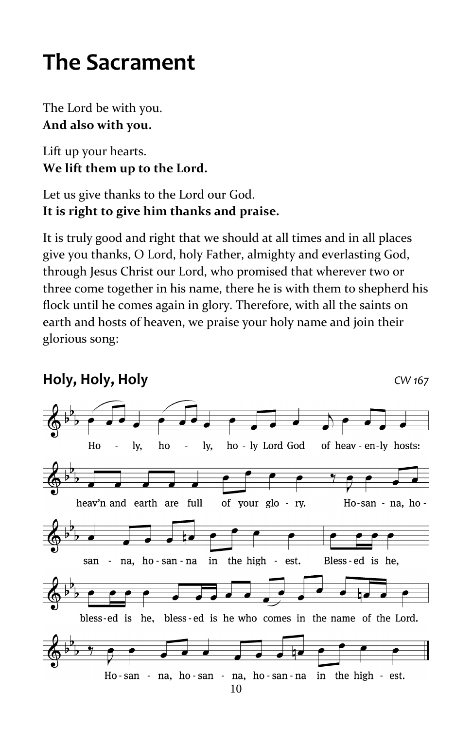# The Sacrament

The Lord be with you.
**And also with you.**

Lift up your hearts.
**We lift them up to the Lord.**

Let us give thanks to the Lord our God.
**It is right to give him thanks and praise.**

It is truly good and right that we should at all times and in all places give you thanks, O Lord, holy Father, almighty and everlasting God, through Jesus Christ our Lord, who promised that wherever two or three come together in his name, there he is with them to shepherd his flock until he comes again in glory. Therefore, with all the saints on earth and hosts of heaven, we praise your holy name and join their glorious song:

## Holy, Holy, Holy

*CW 167*

Holy, holy, holy Lord God of heavenly hosts: heav'n and earth are full of your glory. Hosanna, hosanna, hosanna in the highest. Blessed is he, blessed is he, blessed is he who comes in the name of the Lord. Hosanna, hosanna, hosanna in the highest.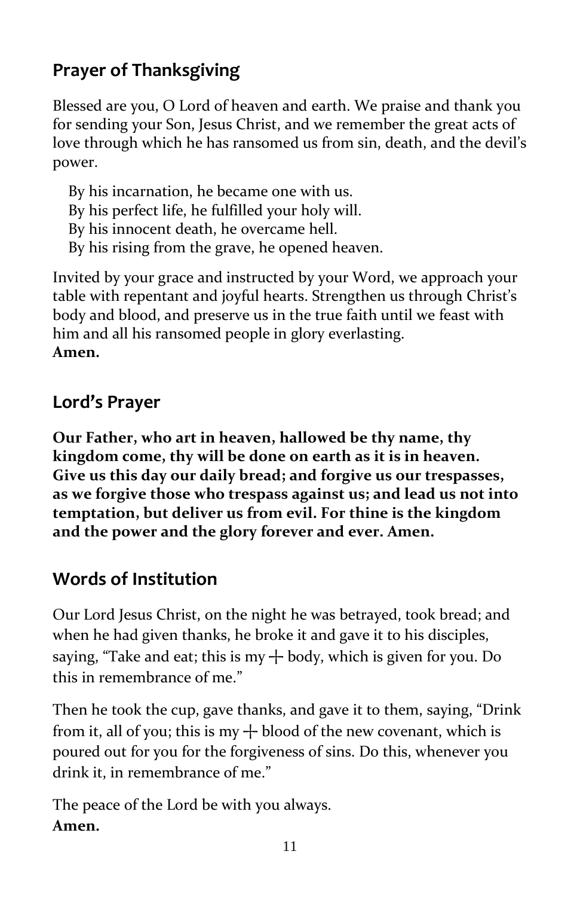## Prayer of Thanksgiving

Blessed are you, O Lord of heaven and earth. We praise and thank you for sending your Son, Jesus Christ, and we remember the great acts of love through which he has ransomed us from sin, death, and the devil's power.

By his incarnation, he became one with us.
By his perfect life, he fulfilled your holy will.
By his innocent death, he overcame hell.
By his rising from the grave, he opened heaven.

Invited by your grace and instructed by your Word, we approach your table with repentant and joyful hearts. Strengthen us through Christ's body and blood, and preserve us in the true faith until we feast with him and all his ransomed people in glory everlasting.
**Amen.**

## Lord's Prayer

**Our Father, who art in heaven, hallowed be thy name, thy kingdom come, thy will be done on earth as it is in heaven. Give us this day our daily bread; and forgive us our trespasses, as we forgive those who trespass against us; and lead us not into temptation, but deliver us from evil. For thine is the kingdom and the power and the glory forever and ever. Amen.**

## Words of Institution

Our Lord Jesus Christ, on the night he was betrayed, took bread; and when he had given thanks, he broke it and gave it to his disciples, saying, "Take and eat; this is my ┼ body, which is given for you. Do this in remembrance of me."

Then he took the cup, gave thanks, and gave it to them, saying, "Drink from it, all of you; this is my ┼ blood of the new covenant, which is poured out for you for the forgiveness of sins. Do this, whenever you drink it, in remembrance of me."

The peace of the Lord be with you always.
**Amen.**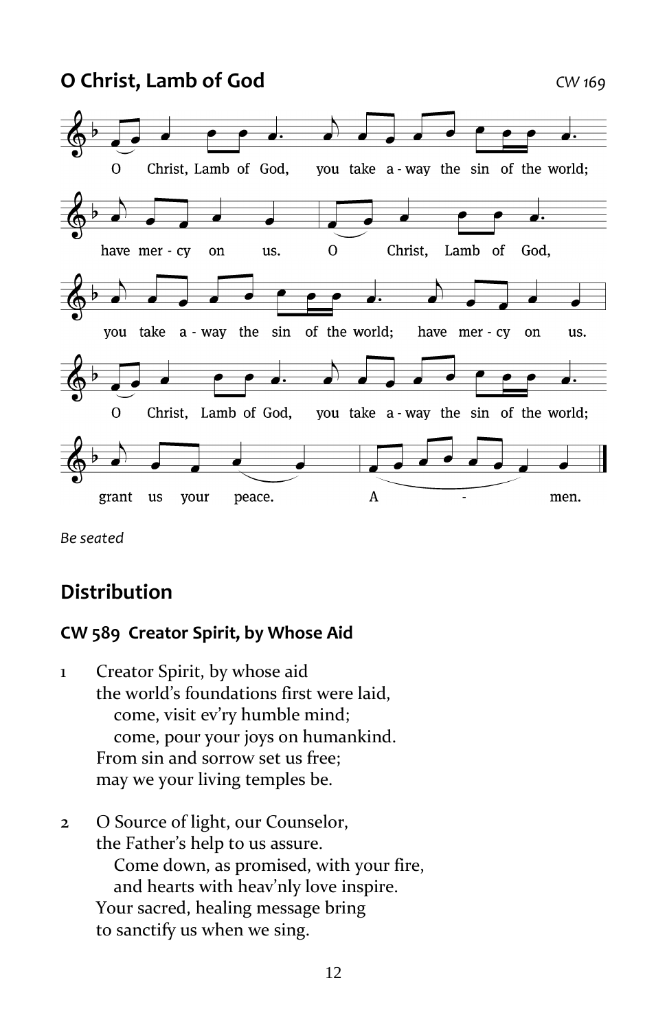## O Christ, Lamb of God

*CW 169*

O Christ, Lamb of God, you take away the sin of the world; have mercy on us.
O Christ, Lamb of God, you take away the sin of the world; have mercy on us.
O Christ, Lamb of God, you take away the sin of the world; grant us your peace. Amen.

*Be seated*

## Distribution

### CW 589 Creator Spirit, by Whose Aid

1 Creator Spirit, by whose aid
the world's foundations first were laid,
come, visit ev'ry humble mind;
come, pour your joys on humankind.
From sin and sorrow set us free;
may we your living temples be.

2 O Source of light, our Counselor,
the Father's help to us assure.
Come down, as promised, with your fire,
and hearts with heav'nly love inspire.
Your sacred, healing message bring
to sanctify us when we sing.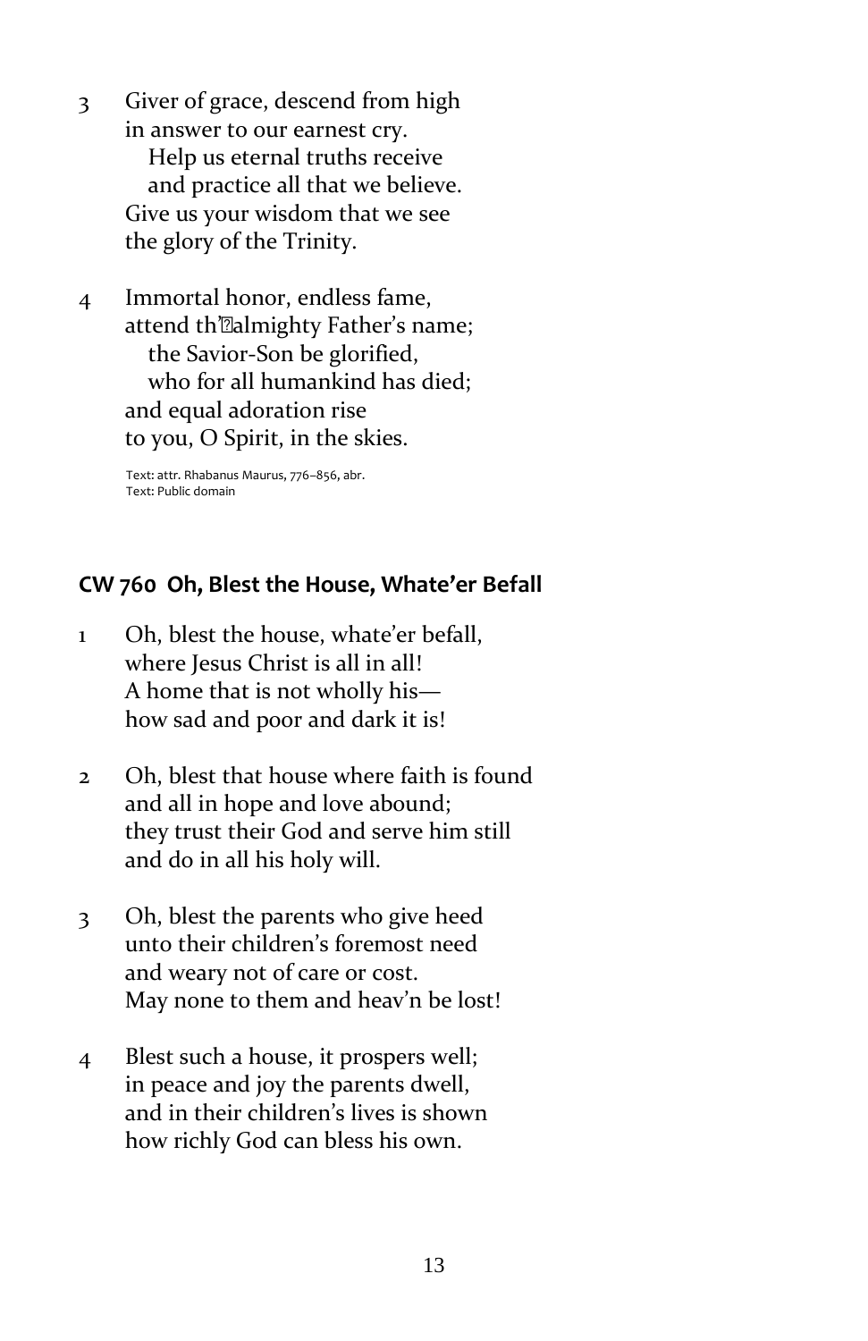3 Giver of grace, descend from high
in answer to our earnest cry.
  Help us eternal truths receive
  and practice all that we believe.
Give us your wisdom that we see
the glory of the Trinity.

4 Immortal honor, endless fame,
attend th'almighty Father's name;
  the Savior-Son be glorified,
  who for all humankind has died;
and equal adoration rise
to you, O Spirit, in the skies.

Text: attr. Rhabanus Maurus, 776–856, abr.
Text: Public domain

**CW 760 Oh, Blest the House, Whate'er Befall**

1 Oh, blest the house, whate'er befall,
where Jesus Christ is all in all!
A home that is not wholly his—
how sad and poor and dark it is!

2 Oh, blest that house where faith is found
and all in hope and love abound;
they trust their God and serve him still
and do in all his holy will.

3 Oh, blest the parents who give heed
unto their children's foremost need
and weary not of care or cost.
May none to them and heav'n be lost!

4 Blest such a house, it prospers well;
in peace and joy the parents dwell,
and in their children's lives is shown
how richly God can bless his own.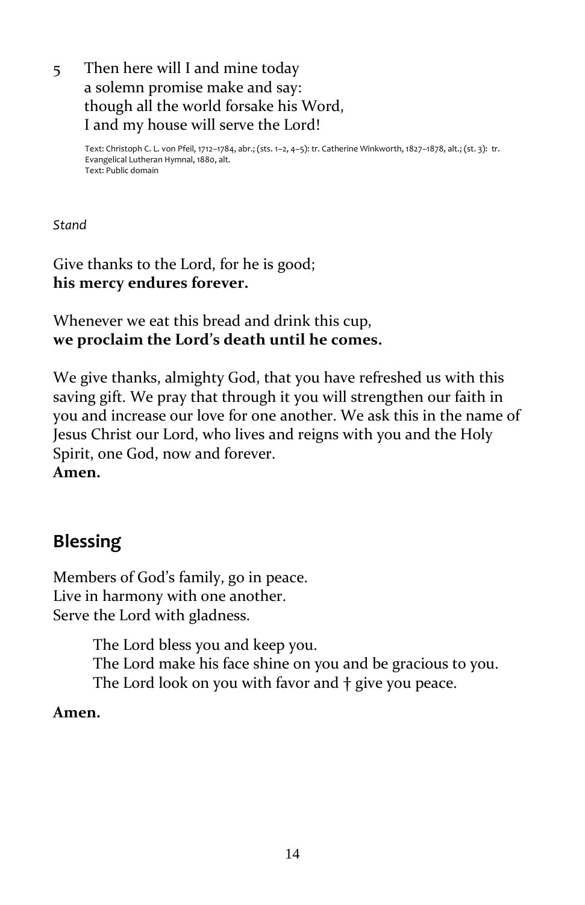5 Then here will I and mine today
a solemn promise make and say:
though all the world forsake his Word,
I and my house will serve the Lord!

Text: Christoph C. L. von Pfeil, 1712–1784, abr.; (sts. 1–2, 4–5): tr. Catherine Winkworth, 1827–1878, alt.; (st. 3): tr. Evangelical Lutheran Hymnal, 1880, alt.
Text: Public domain

*Stand*

Give thanks to the Lord, for he is good;
**his mercy endures forever.**

Whenever we eat this bread and drink this cup,
**we proclaim the Lord's death until he comes.**

We give thanks, almighty God, that you have refreshed us with this saving gift. We pray that through it you will strengthen our faith in you and increase our love for one another. We ask this in the name of Jesus Christ our Lord, who lives and reigns with you and the Holy Spirit, one God, now and forever.
**Amen.**

## Blessing

Members of God's family, go in peace.
Live in harmony with one another.
Serve the Lord with gladness.

The Lord bless you and keep you.
The Lord make his face shine on you and be gracious to you.
The Lord look on you with favor and † give you peace.

**Amen.**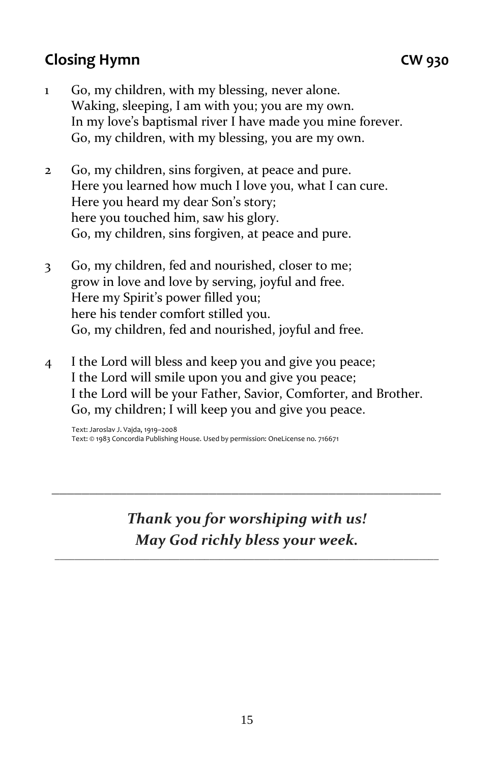## Closing Hymn CW 930

1 Go, my children, with my blessing, never alone.
Waking, sleeping, I am with you; you are my own.
In my love's baptismal river I have made you mine forever.
Go, my children, with my blessing, you are my own.

2 Go, my children, sins forgiven, at peace and pure.
Here you learned how much I love you, what I can cure.
Here you heard my dear Son's story;
here you touched him, saw his glory.
Go, my children, sins forgiven, at peace and pure.

3 Go, my children, fed and nourished, closer to me;
grow in love and love by serving, joyful and free.
Here my Spirit's power filled you;
here his tender comfort stilled you.
Go, my children, fed and nourished, joyful and free.

4 I the Lord will bless and keep you and give you peace;
I the Lord will smile upon you and give you peace;
I the Lord will be your Father, Savior, Comforter, and Brother.
Go, my children; I will keep you and give you peace.

Text: Jaroslav J. Vajda, 1919–2008
Text: © 1983 Concordia Publishing House. Used by permission: OneLicense no. 716671

---

***Thank you for worshiping with us!***
***May God richly bless your week.***

---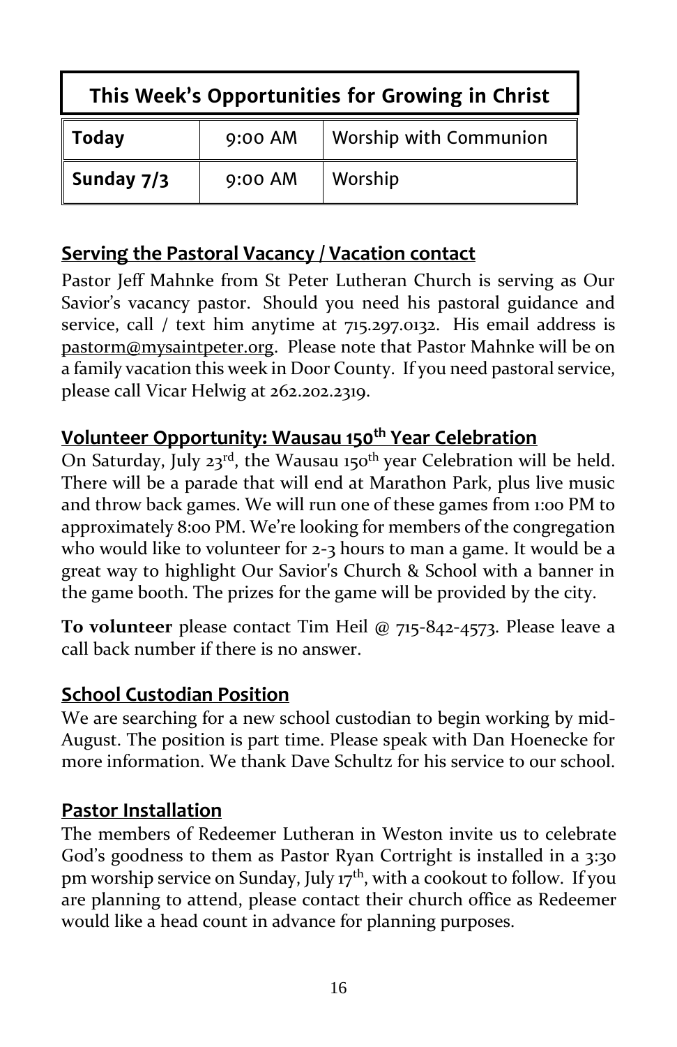| This Week's Opportunities for Growing in Christ | | |
|---|---|---|
| **Today** | 9:00 AM | Worship with Communion |
| **Sunday 7/3** | 9:00 AM | Worship |

## Serving the Pastoral Vacancy / Vacation contact

Pastor Jeff Mahnke from St Peter Lutheran Church is serving as Our Savior's vacancy pastor. Should you need his pastoral guidance and service, call / text him anytime at 715.297.0132. His email address is pastorm@mysaintpeter.org. Please note that Pastor Mahnke will be on a family vacation this week in Door County. If you need pastoral service, please call Vicar Helwig at 262.202.2319.

## Volunteer Opportunity: Wausau 150th Year Celebration

On Saturday, July 23rd, the Wausau 150th year Celebration will be held. There will be a parade that will end at Marathon Park, plus live music and throw back games. We will run one of these games from 1:00 PM to approximately 8:00 PM. We're looking for members of the congregation who would like to volunteer for 2-3 hours to man a game. It would be a great way to highlight Our Savior's Church & School with a banner in the game booth. The prizes for the game will be provided by the city.

**To volunteer** please contact Tim Heil @ 715-842-4573. Please leave a call back number if there is no answer.

## School Custodian Position

We are searching for a new school custodian to begin working by mid-August. The position is part time. Please speak with Dan Hoenecke for more information. We thank Dave Schultz for his service to our school.

## Pastor Installation

The members of Redeemer Lutheran in Weston invite us to celebrate God's goodness to them as Pastor Ryan Cortright is installed in a 3:30 pm worship service on Sunday, July 17th, with a cookout to follow. If you are planning to attend, please contact their church office as Redeemer would like a head count in advance for planning purposes.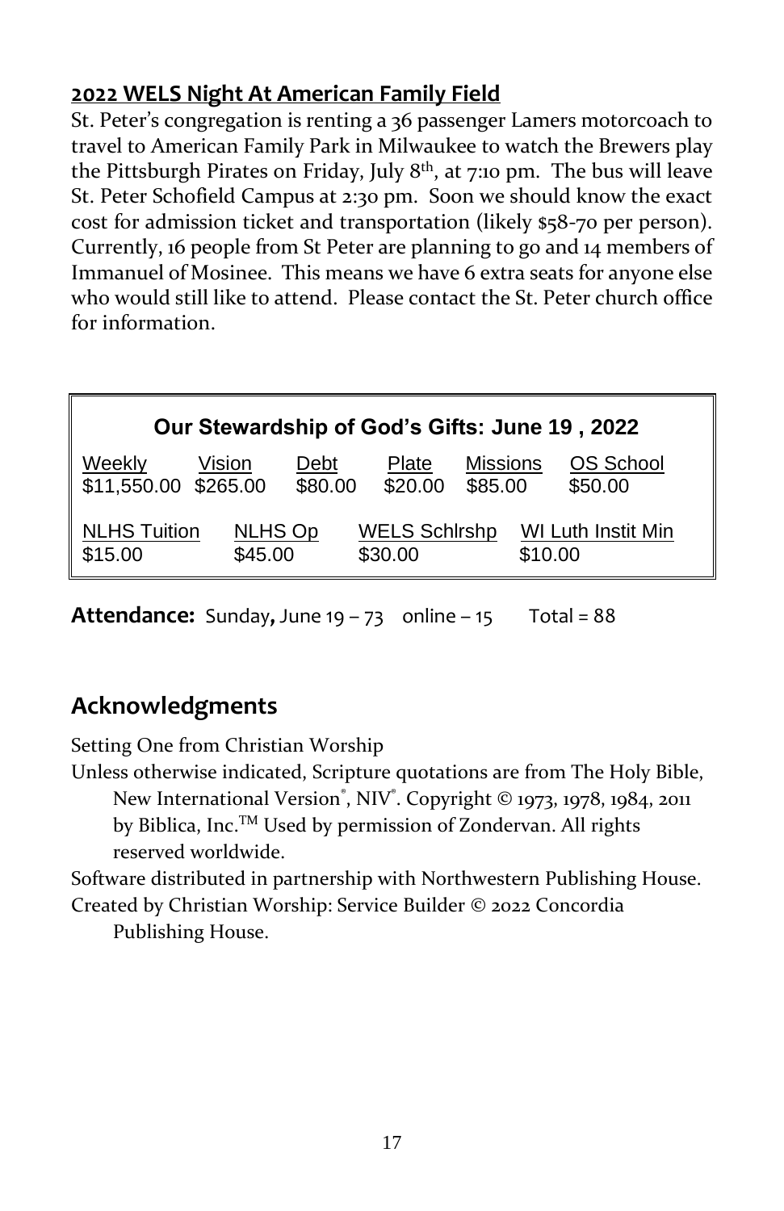## 2022 WELS Night At American Family Field

St. Peter's congregation is renting a 36 passenger Lamers motorcoach to travel to American Family Park in Milwaukee to watch the Brewers play the Pittsburgh Pirates on Friday, July 8th, at 7:10 pm. The bus will leave St. Peter Schofield Campus at 2:30 pm. Soon we should know the exact cost for admission ticket and transportation (likely $58-70 per person). Currently, 16 people from St Peter are planning to go and 14 members of Immanuel of Mosinee. This means we have 6 extra seats for anyone else who would still like to attend. Please contact the St. Peter church office for information.

**Our Stewardship of God's Gifts: June 19 , 2022**

| Weekly | Vision | Debt | Plate | Missions | OS School |
|---|---|---|---|---|---|
| $11,550.00 | $265.00 | $80.00 | $20.00 | $85.00 | $50.00 |

| NLHS Tuition | NLHS Op | WELS Schlrshp | WI Luth Instit Min |
|---|---|---|---|
| $15.00 | $45.00 | $30.00 | $10.00 |

**Attendance:** Sunday**,** June 19 – 73 online – 15 Total = 88

## Acknowledgments

Setting One from Christian Worship

Unless otherwise indicated, Scripture quotations are from The Holy Bible, New International Version®, NIV®. Copyright © 1973, 1978, 1984, 2011 by Biblica, Inc.™ Used by permission of Zondervan. All rights reserved worldwide.

Software distributed in partnership with Northwestern Publishing House.

Created by Christian Worship: Service Builder © 2022 Concordia Publishing House.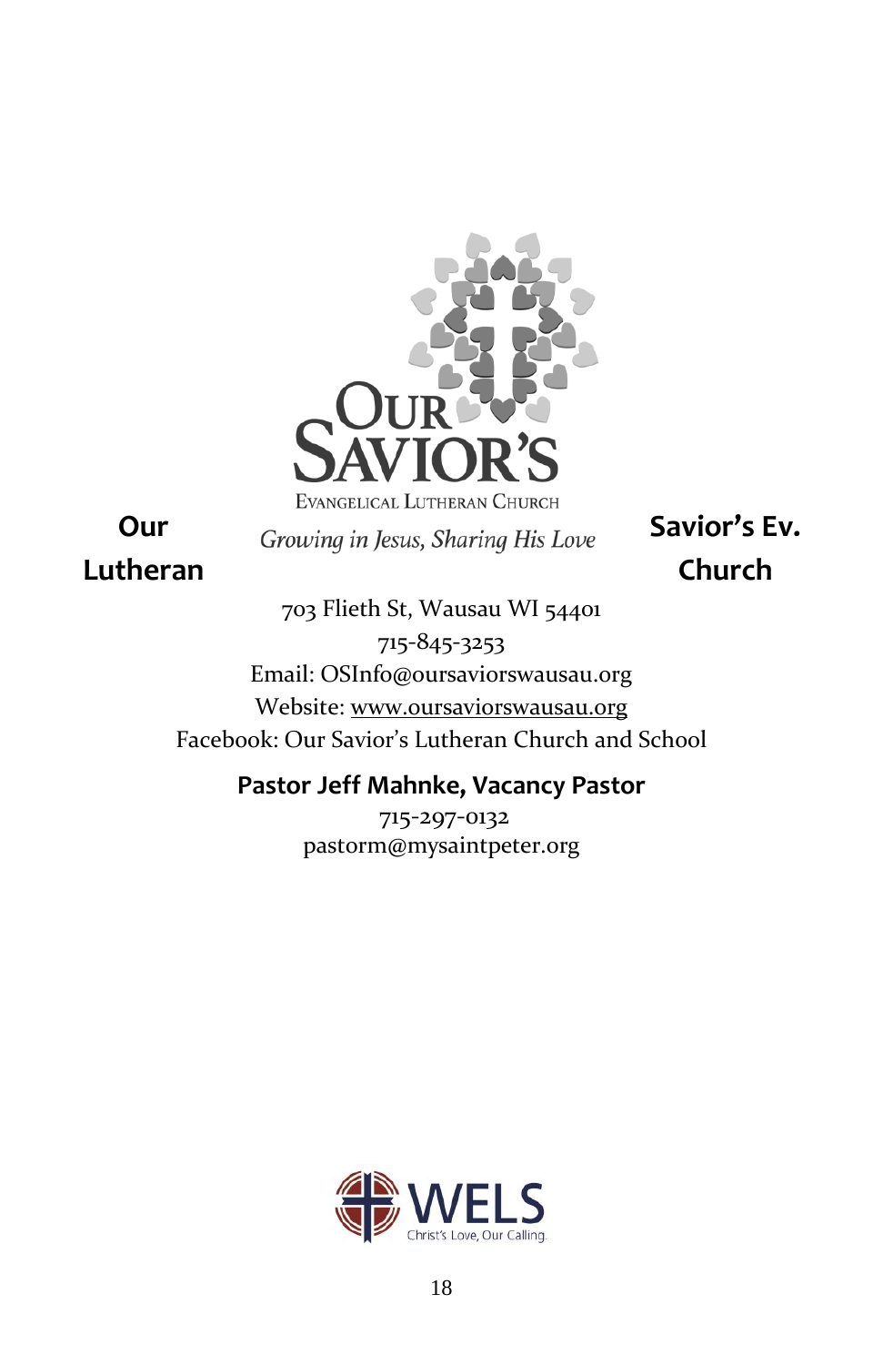OUR SAVIOR'S

EVANGELICAL LUTHERAN CHURCH

**Our Savior's Ev. Lutheran Church**

*Growing in Jesus, Sharing His Love*

703 Flieth St, Wausau WI 54401

715-845-3253

Email: OSInfo@oursaviorswausau.org

Website: www.oursaviorswausau.org

Facebook: Our Savior's Lutheran Church and School

**Pastor Jeff Mahnke, Vacancy Pastor**

715-297-0132

pastorm@mysaintpeter.org

WELS

Christ's Love, Our Calling.